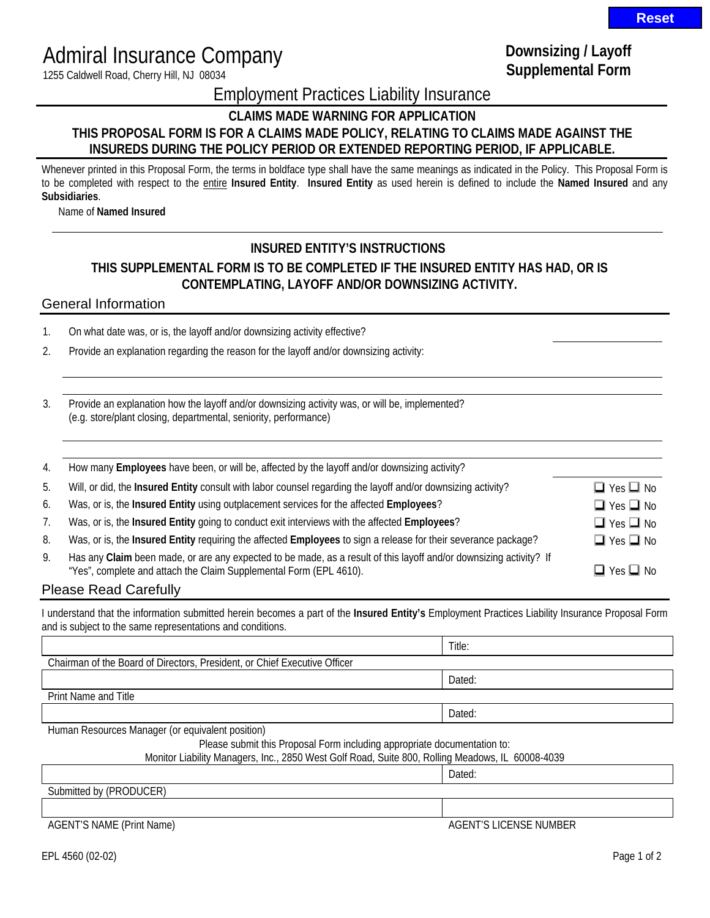Admiral Insurance Company

1255 Caldwell Road, Cherry Hill, NJ 08034

**Downsizing / Layoff Supplemental Form**

# Employment Practices Liability Insurance

**CLAIMS MADE WARNING FOR APPLICATION**

**THIS PROPOSAL FORM IS FOR A CLAIMS MADE POLICY, RELATING TO CLAIMS MADE AGAINST THE INSUREDS DURING THE POLICY PERIOD OR EXTENDED REPORTING PERIOD, IF APPLICABLE.**

Whenever printed in this Proposal Form, the terms in boldface type shall have the same meanings as indicated in the Policy. This Proposal Form is to be completed with respect to the entire **Insured Entity**. **Insured Entity** as used herein is defined to include the **Named Insured** and any **Subsidiaries**.

Name of **Named Insured** ______________________________

**INSURED ENTITY'S INSTRUCTIONS**

**THIS SUPPLEMENTAL FORM IS TO BE COMPLETED IF THE INSURED ENTITY HAS HAD, OR IS CONTEMPLATING, LAYOFF AND/OR DOWNSIZING ACTIVITY.**

## General Information

1. On what date was, or is, the layoff and/or downsizing activity effective? ______________
2. Provide an explanation regarding the reason for the layoff and/or downsizing activity:

   ______________________________

   ______________________________

3. Provide an explanation how the layoff and/or downsizing activity was, or will be, implemented? (e.g. store/plant closing, departmental, seniority, performance)

   ______________________________

   ______________________________

4. How many **Employees** have been, or will be, affected by the layoff and/or downsizing activity? ______________
5. Will, or did, the **Insured Entity** consult with labor counsel regarding the layoff and/or downsizing activity? ☐ Yes ☐ No
6. Was, or is, the **Insured Entity** using outplacement services for the affected **Employees**? ☐ Yes ☐ No
7. Was, or is, the **Insured Entity** going to conduct exit interviews with the affected **Employees**? ☐ Yes ☐ No
8. Was, or is, the **Insured Entity** requiring the affected **Employees** to sign a release for their severance package? ☐ Yes ☐ No
9. Has any **Claim** been made, or are any expected to be made, as a result of this layoff and/or downsizing activity? If "Yes", complete and attach the Claim Supplemental Form (EPL 4610). ☐ Yes ☐ No

## Please Read Carefully

I understand that the information submitted herein becomes a part of the **Insured Entity's** Employment Practices Liability Insurance Proposal Form and is subject to the same representations and conditions.

| | |
|---|---|
| | Title: |
| Chairman of the Board of Directors, President, or Chief Executive Officer | |
| | Dated: |
| Print Name and Title | |
| | Dated: |
| Human Resources Manager (or equivalent position) | |

Please submit this Proposal Form including appropriate documentation to:
Monitor Liability Managers, Inc., 2850 West Golf Road, Suite 800, Rolling Meadows, IL 60008-4039

| | |
|---|---|
| | Dated: |
| Submitted by (PRODUCER) | |
| | |
| AGENT'S NAME (Print Name) | AGENT'S LICENSE NUMBER |

EPL 4560 (02-02)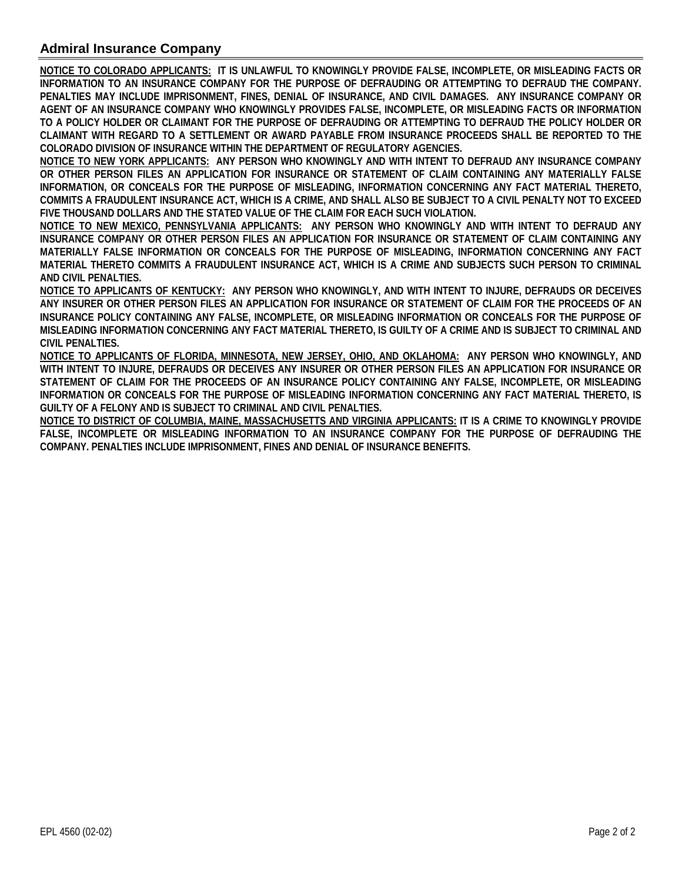## Admiral Insurance Company

**NOTICE TO COLORADO APPLICANTS: IT IS UNLAWFUL TO KNOWINGLY PROVIDE FALSE, INCOMPLETE, OR MISLEADING FACTS OR INFORMATION TO AN INSURANCE COMPANY FOR THE PURPOSE OF DEFRAUDING OR ATTEMPTING TO DEFRAUD THE COMPANY. PENALTIES MAY INCLUDE IMPRISONMENT, FINES, DENIAL OF INSURANCE, AND CIVIL DAMAGES. ANY INSURANCE COMPANY OR AGENT OF AN INSURANCE COMPANY WHO KNOWINGLY PROVIDES FALSE, INCOMPLETE, OR MISLEADING FACTS OR INFORMATION TO A POLICY HOLDER OR CLAIMANT FOR THE PURPOSE OF DEFRAUDING OR ATTEMPTING TO DEFRAUD THE POLICY HOLDER OR CLAIMANT WITH REGARD TO A SETTLEMENT OR AWARD PAYABLE FROM INSURANCE PROCEEDS SHALL BE REPORTED TO THE COLORADO DIVISION OF INSURANCE WITHIN THE DEPARTMENT OF REGULATORY AGENCIES.**

**NOTICE TO NEW YORK APPLICANTS: ANY PERSON WHO KNOWINGLY AND WITH INTENT TO DEFRAUD ANY INSURANCE COMPANY OR OTHER PERSON FILES AN APPLICATION FOR INSURANCE OR STATEMENT OF CLAIM CONTAINING ANY MATERIALLY FALSE INFORMATION, OR CONCEALS FOR THE PURPOSE OF MISLEADING, INFORMATION CONCERNING ANY FACT MATERIAL THERETO, COMMITS A FRAUDULENT INSURANCE ACT, WHICH IS A CRIME, AND SHALL ALSO BE SUBJECT TO A CIVIL PENALTY NOT TO EXCEED FIVE THOUSAND DOLLARS AND THE STATED VALUE OF THE CLAIM FOR EACH SUCH VIOLATION.**

**NOTICE TO NEW MEXICO, PENNSYLVANIA APPLICANTS: ANY PERSON WHO KNOWINGLY AND WITH INTENT TO DEFRAUD ANY INSURANCE COMPANY OR OTHER PERSON FILES AN APPLICATION FOR INSURANCE OR STATEMENT OF CLAIM CONTAINING ANY MATERIALLY FALSE INFORMATION OR CONCEALS FOR THE PURPOSE OF MISLEADING, INFORMATION CONCERNING ANY FACT MATERIAL THERETO COMMITS A FRAUDULENT INSURANCE ACT, WHICH IS A CRIME AND SUBJECTS SUCH PERSON TO CRIMINAL AND CIVIL PENALTIES.**

**NOTICE TO APPLICANTS OF KENTUCKY: ANY PERSON WHO KNOWINGLY, AND WITH INTENT TO INJURE, DEFRAUDS OR DECEIVES ANY INSURER OR OTHER PERSON FILES AN APPLICATION FOR INSURANCE OR STATEMENT OF CLAIM FOR THE PROCEEDS OF AN INSURANCE POLICY CONTAINING ANY FALSE, INCOMPLETE, OR MISLEADING INFORMATION OR CONCEALS FOR THE PURPOSE OF MISLEADING INFORMATION CONCERNING ANY FACT MATERIAL THERETO, IS GUILTY OF A CRIME AND IS SUBJECT TO CRIMINAL AND CIVIL PENALTIES.**

**NOTICE TO APPLICANTS OF FLORIDA, MINNESOTA, NEW JERSEY, OHIO, AND OKLAHOMA: ANY PERSON WHO KNOWINGLY, AND WITH INTENT TO INJURE, DEFRAUDS OR DECEIVES ANY INSURER OR OTHER PERSON FILES AN APPLICATION FOR INSURANCE OR STATEMENT OF CLAIM FOR THE PROCEEDS OF AN INSURANCE POLICY CONTAINING ANY FALSE, INCOMPLETE, OR MISLEADING INFORMATION OR CONCEALS FOR THE PURPOSE OF MISLEADING INFORMATION CONCERNING ANY FACT MATERIAL THERETO, IS GUILTY OF A FELONY AND IS SUBJECT TO CRIMINAL AND CIVIL PENALTIES.**

**NOTICE TO DISTRICT OF COLUMBIA, MAINE, MASSACHUSETTS AND VIRGINIA APPLICANTS: IT IS A CRIME TO KNOWINGLY PROVIDE FALSE, INCOMPLETE OR MISLEADING INFORMATION TO AN INSURANCE COMPANY FOR THE PURPOSE OF DEFRAUDING THE COMPANY. PENALTIES INCLUDE IMPRISONMENT, FINES AND DENIAL OF INSURANCE BENEFITS.**

EPL 4560 (02-02)